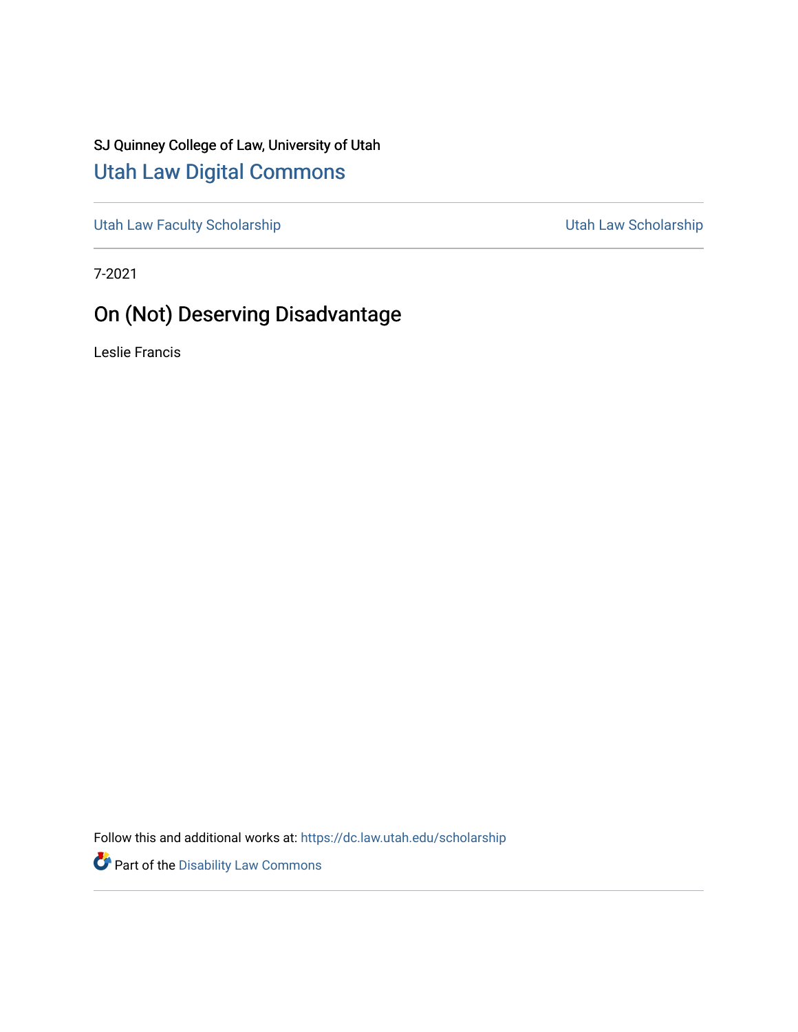SJ Quinney College of Law, University of Utah

## Utah Law Digital Commons

Utah Law Faculty Scholarship | Utah Law Scholarship

7-2021

# On (Not) Deserving Disadvantage

Leslie Francis

Follow this and additional works at: https://dc.law.utah.edu/scholarship

Part of the Disability Law Commons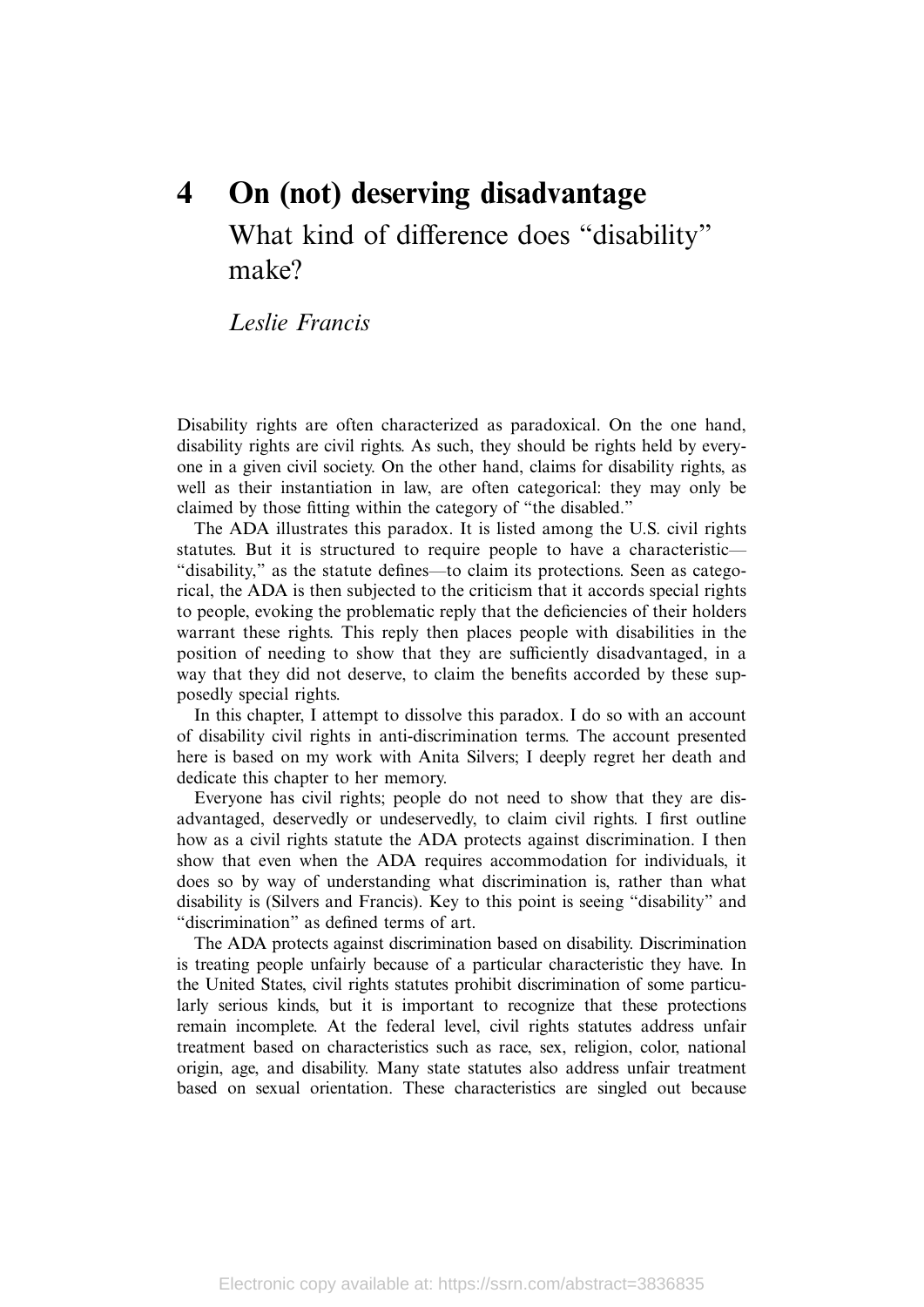# 4 On (not) deserving disadvantage

## What kind of difference does "disability" make?

*Leslie Francis*

Disability rights are often characterized as paradoxical. On the one hand, disability rights are civil rights. As such, they should be rights held by everyone in a given civil society. On the other hand, claims for disability rights, as well as their instantiation in law, are often categorical: they may only be claimed by those fitting within the category of "the disabled."

The ADA illustrates this paradox. It is listed among the U.S. civil rights statutes. But it is structured to require people to have a characteristic—"disability," as the statute defines—to claim its protections. Seen as categorical, the ADA is then subjected to the criticism that it accords special rights to people, evoking the problematic reply that the deficiencies of their holders warrant these rights. This reply then places people with disabilities in the position of needing to show that they are sufficiently disadvantaged, in a way that they did not deserve, to claim the benefits accorded by these supposedly special rights.

In this chapter, I attempt to dissolve this paradox. I do so with an account of disability civil rights in anti-discrimination terms. The account presented here is based on my work with Anita Silvers; I deeply regret her death and dedicate this chapter to her memory.

Everyone has civil rights; people do not need to show that they are disadvantaged, deservedly or undeservedly, to claim civil rights. I first outline how as a civil rights statute the ADA protects against discrimination. I then show that even when the ADA requires accommodation for individuals, it does so by way of understanding what discrimination is, rather than what disability is (Silvers and Francis). Key to this point is seeing "disability" and "discrimination" as defined terms of art.

The ADA protects against discrimination based on disability. Discrimination is treating people unfairly because of a particular characteristic they have. In the United States, civil rights statutes prohibit discrimination of some particularly serious kinds, but it is important to recognize that these protections remain incomplete. At the federal level, civil rights statutes address unfair treatment based on characteristics such as race, sex, religion, color, national origin, age, and disability. Many state statutes also address unfair treatment based on sexual orientation. These characteristics are singled out because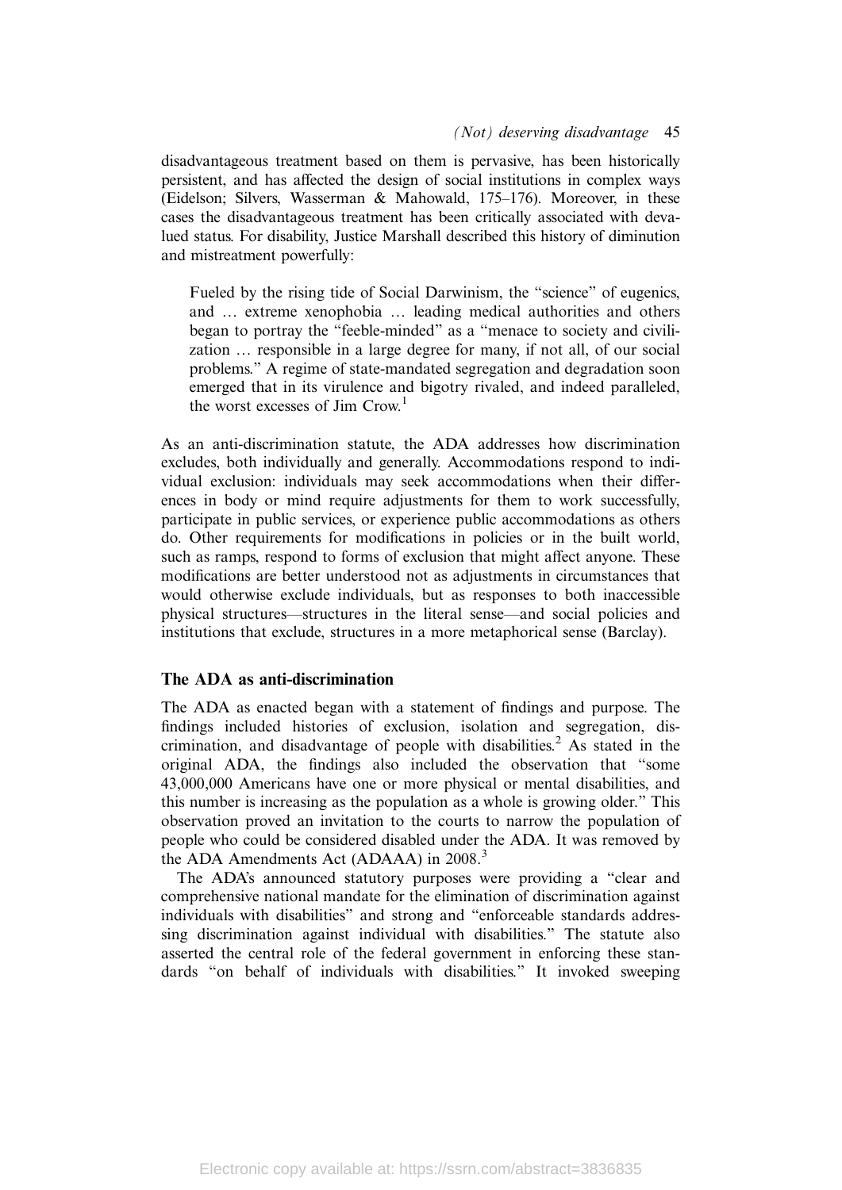disadvantageous treatment based on them is pervasive, has been historically persistent, and has affected the design of social institutions in complex ways (Eidelson; Silvers, Wasserman & Mahowald, 175–176). Moreover, in these cases the disadvantageous treatment has been critically associated with devalued status. For disability, Justice Marshall described this history of diminution and mistreatment powerfully:

> Fueled by the rising tide of Social Darwinism, the "science" of eugenics, and … extreme xenophobia … leading medical authorities and others began to portray the "feeble-minded" as a "menace to society and civilization … responsible in a large degree for many, if not all, of our social problems." A regime of state-mandated segregation and degradation soon emerged that in its virulence and bigotry rivaled, and indeed paralleled, the worst excesses of Jim Crow.[1]

As an anti-discrimination statute, the ADA addresses how discrimination excludes, both individually and generally. Accommodations respond to individual exclusion: individuals may seek accommodations when their differences in body or mind require adjustments for them to work successfully, participate in public services, or experience public accommodations as others do. Other requirements for modifications in policies or in the built world, such as ramps, respond to forms of exclusion that might affect anyone. These modifications are better understood not as adjustments in circumstances that would otherwise exclude individuals, but as responses to both inaccessible physical structures—structures in the literal sense—and social policies and institutions that exclude, structures in a more metaphorical sense (Barclay).

## The ADA as anti-discrimination

The ADA as enacted began with a statement of findings and purpose. The findings included histories of exclusion, isolation and segregation, discrimination, and disadvantage of people with disabilities.[2] As stated in the original ADA, the findings also included the observation that "some 43,000,000 Americans have one or more physical or mental disabilities, and this number is increasing as the population as a whole is growing older." This observation proved an invitation to the courts to narrow the population of people who could be considered disabled under the ADA. It was removed by the ADA Amendments Act (ADAAA) in 2008.[3]

The ADA's announced statutory purposes were providing a "clear and comprehensive national mandate for the elimination of discrimination against individuals with disabilities" and strong and "enforceable standards addressing discrimination against individual with disabilities." The statute also asserted the central role of the federal government in enforcing these standards "on behalf of individuals with disabilities." It invoked sweeping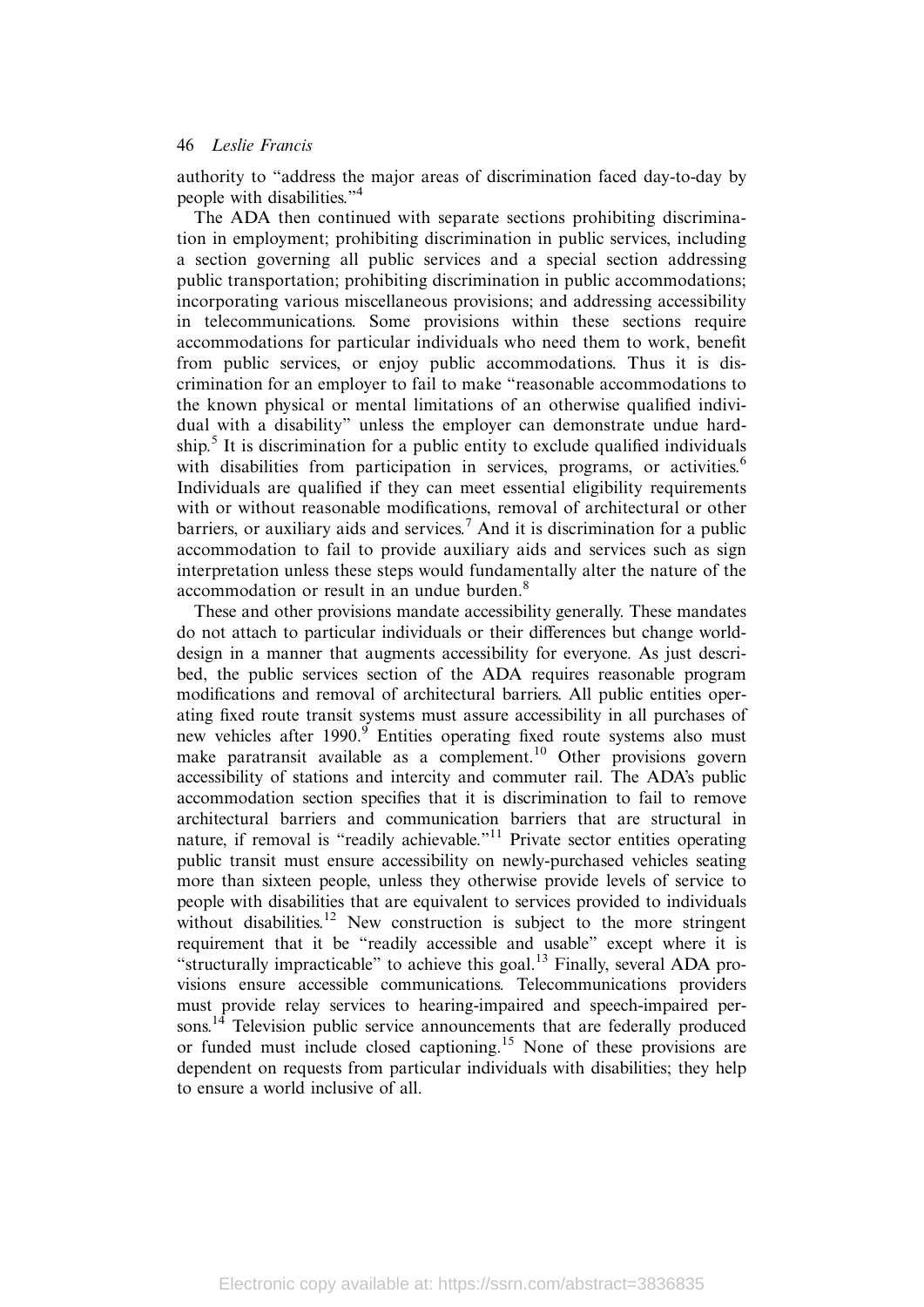authority to "address the major areas of discrimination faced day-to-day by people with disabilities."[4]

The ADA then continued with separate sections prohibiting discrimination in employment; prohibiting discrimination in public services, including a section governing all public services and a special section addressing public transportation; prohibiting discrimination in public accommodations; incorporating various miscellaneous provisions; and addressing accessibility in telecommunications. Some provisions within these sections require accommodations for particular individuals who need them to work, benefit from public services, or enjoy public accommodations. Thus it is discrimination for an employer to fail to make "reasonable accommodations to the known physical or mental limitations of an otherwise qualified individual with a disability" unless the employer can demonstrate undue hardship.[5] It is discrimination for a public entity to exclude qualified individuals with disabilities from participation in services, programs, or activities.[6] Individuals are qualified if they can meet essential eligibility requirements with or without reasonable modifications, removal of architectural or other barriers, or auxiliary aids and services.[7] And it is discrimination for a public accommodation to fail to provide auxiliary aids and services such as sign interpretation unless these steps would fundamentally alter the nature of the accommodation or result in an undue burden.[8]

These and other provisions mandate accessibility generally. These mandates do not attach to particular individuals or their differences but change world-design in a manner that augments accessibility for everyone. As just described, the public services section of the ADA requires reasonable program modifications and removal of architectural barriers. All public entities operating fixed route transit systems must assure accessibility in all purchases of new vehicles after 1990.[9] Entities operating fixed route systems also must make paratransit available as a complement.[10] Other provisions govern accessibility of stations and intercity and commuter rail. The ADA's public accommodation section specifies that it is discrimination to fail to remove architectural barriers and communication barriers that are structural in nature, if removal is "readily achievable."[11] Private sector entities operating public transit must ensure accessibility on newly-purchased vehicles seating more than sixteen people, unless they otherwise provide levels of service to people with disabilities that are equivalent to services provided to individuals without disabilities.[12] New construction is subject to the more stringent requirement that it be "readily accessible and usable" except where it is "structurally impracticable" to achieve this goal.[13] Finally, several ADA provisions ensure accessible communications. Telecommunications providers must provide relay services to hearing-impaired and speech-impaired persons.[14] Television public service announcements that are federally produced or funded must include closed captioning.[15] None of these provisions are dependent on requests from particular individuals with disabilities; they help to ensure a world inclusive of all.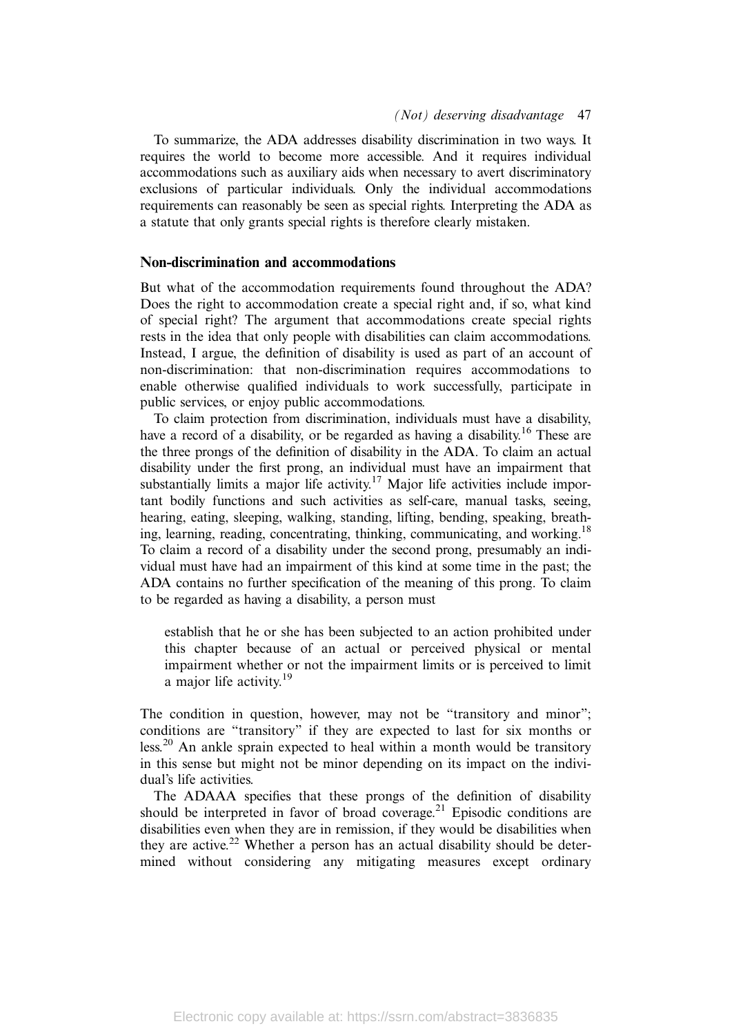To summarize, the ADA addresses disability discrimination in two ways. It requires the world to become more accessible. And it requires individual accommodations such as auxiliary aids when necessary to avert discriminatory exclusions of particular individuals. Only the individual accommodations requirements can reasonably be seen as special rights. Interpreting the ADA as a statute that only grants special rights is therefore clearly mistaken.

## Non-discrimination and accommodations

But what of the accommodation requirements found throughout the ADA? Does the right to accommodation create a special right and, if so, what kind of special right? The argument that accommodations create special rights rests in the idea that only people with disabilities can claim accommodations. Instead, I argue, the definition of disability is used as part of an account of non-discrimination: that non-discrimination requires accommodations to enable otherwise qualified individuals to work successfully, participate in public services, or enjoy public accommodations.

To claim protection from discrimination, individuals must have a disability, have a record of a disability, or be regarded as having a disability.[16] These are the three prongs of the definition of disability in the ADA. To claim an actual disability under the first prong, an individual must have an impairment that substantially limits a major life activity.[17] Major life activities include important bodily functions and such activities as self-care, manual tasks, seeing, hearing, eating, sleeping, walking, standing, lifting, bending, speaking, breathing, learning, reading, concentrating, thinking, communicating, and working.[18] To claim a record of a disability under the second prong, presumably an individual must have had an impairment of this kind at some time in the past; the ADA contains no further specification of the meaning of this prong. To claim to be regarded as having a disability, a person must

> establish that he or she has been subjected to an action prohibited under this chapter because of an actual or perceived physical or mental impairment whether or not the impairment limits or is perceived to limit a major life activity.[19]

The condition in question, however, may not be "transitory and minor"; conditions are "transitory" if they are expected to last for six months or less.[20] An ankle sprain expected to heal within a month would be transitory in this sense but might not be minor depending on its impact on the individual's life activities.

The ADAAA specifies that these prongs of the definition of disability should be interpreted in favor of broad coverage.[21] Episodic conditions are disabilities even when they are in remission, if they would be disabilities when they are active.[22] Whether a person has an actual disability should be determined without considering any mitigating measures except ordinary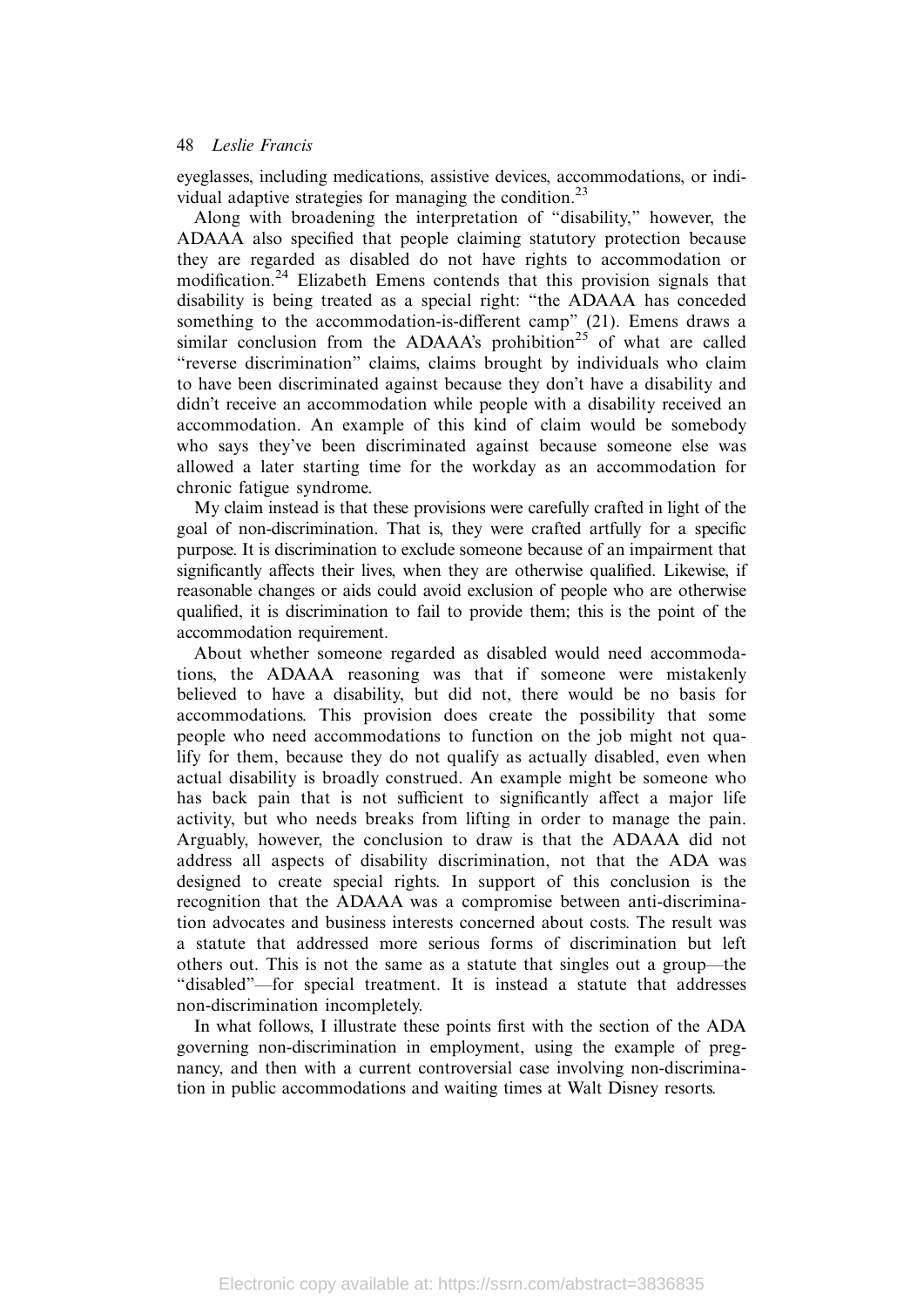eyeglasses, including medications, assistive devices, accommodations, or individual adaptive strategies for managing the condition.[23]

Along with broadening the interpretation of "disability," however, the ADAAA also specified that people claiming statutory protection because they are regarded as disabled do not have rights to accommodation or modification.[24] Elizabeth Emens contends that this provision signals that disability is being treated as a special right: "the ADAAA has conceded something to the accommodation-is-different camp" (21). Emens draws a similar conclusion from the ADAAA's prohibition[25] of what are called "reverse discrimination" claims, claims brought by individuals who claim to have been discriminated against because they don't have a disability and didn't receive an accommodation while people with a disability received an accommodation. An example of this kind of claim would be somebody who says they've been discriminated against because someone else was allowed a later starting time for the workday as an accommodation for chronic fatigue syndrome.

My claim instead is that these provisions were carefully crafted in light of the goal of non-discrimination. That is, they were crafted artfully for a specific purpose. It is discrimination to exclude someone because of an impairment that significantly affects their lives, when they are otherwise qualified. Likewise, if reasonable changes or aids could avoid exclusion of people who are otherwise qualified, it is discrimination to fail to provide them; this is the point of the accommodation requirement.

About whether someone regarded as disabled would need accommodations, the ADAAA reasoning was that if someone were mistakenly believed to have a disability, but did not, there would be no basis for accommodations. This provision does create the possibility that some people who need accommodations to function on the job might not qualify for them, because they do not qualify as actually disabled, even when actual disability is broadly construed. An example might be someone who has back pain that is not sufficient to significantly affect a major life activity, but who needs breaks from lifting in order to manage the pain. Arguably, however, the conclusion to draw is that the ADAAA did not address all aspects of disability discrimination, not that the ADA was designed to create special rights. In support of this conclusion is the recognition that the ADAAA was a compromise between anti-discrimination advocates and business interests concerned about costs. The result was a statute that addressed more serious forms of discrimination but left others out. This is not the same as a statute that singles out a group—the "disabled"—for special treatment. It is instead a statute that addresses non-discrimination incompletely.

In what follows, I illustrate these points first with the section of the ADA governing non-discrimination in employment, using the example of pregnancy, and then with a current controversial case involving non-discrimination in public accommodations and waiting times at Walt Disney resorts.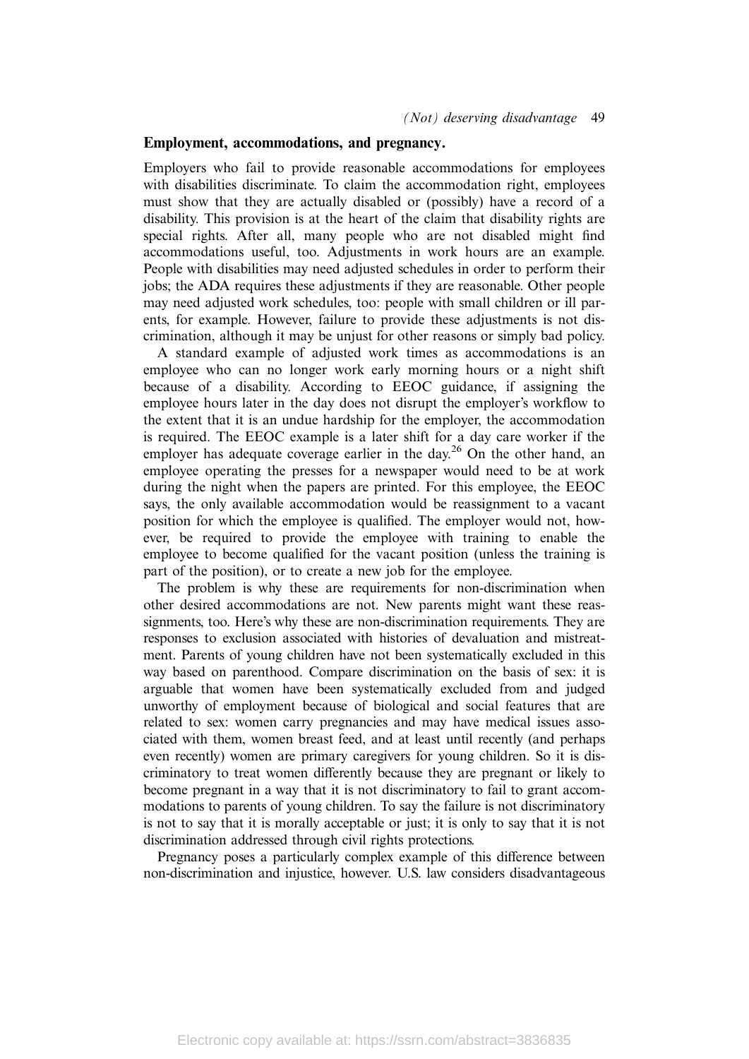**Employment, accommodations, and pregnancy.**

Employers who fail to provide reasonable accommodations for employees with disabilities discriminate. To claim the accommodation right, employees must show that they are actually disabled or (possibly) have a record of a disability. This provision is at the heart of the claim that disability rights are special rights. After all, many people who are not disabled might find accommodations useful, too. Adjustments in work hours are an example. People with disabilities may need adjusted schedules in order to perform their jobs; the ADA requires these adjustments if they are reasonable. Other people may need adjusted work schedules, too: people with small children or ill parents, for example. However, failure to provide these adjustments is not discrimination, although it may be unjust for other reasons or simply bad policy.

A standard example of adjusted work times as accommodations is an employee who can no longer work early morning hours or a night shift because of a disability. According to EEOC guidance, if assigning the employee hours later in the day does not disrupt the employer's workflow to the extent that it is an undue hardship for the employer, the accommodation is required. The EEOC example is a later shift for a day care worker if the employer has adequate coverage earlier in the day.[26] On the other hand, an employee operating the presses for a newspaper would need to be at work during the night when the papers are printed. For this employee, the EEOC says, the only available accommodation would be reassignment to a vacant position for which the employee is qualified. The employer would not, however, be required to provide the employee with training to enable the employee to become qualified for the vacant position (unless the training is part of the position), or to create a new job for the employee.

The problem is why these are requirements for non-discrimination when other desired accommodations are not. New parents might want these reassignments, too. Here's why these are non-discrimination requirements. They are responses to exclusion associated with histories of devaluation and mistreatment. Parents of young children have not been systematically excluded in this way based on parenthood. Compare discrimination on the basis of sex: it is arguable that women have been systematically excluded from and judged unworthy of employment because of biological and social features that are related to sex: women carry pregnancies and may have medical issues associated with them, women breast feed, and at least until recently (and perhaps even recently) women are primary caregivers for young children. So it is discriminatory to treat women differently because they are pregnant or likely to become pregnant in a way that it is not discriminatory to fail to grant accommodations to parents of young children. To say the failure is not discriminatory is not to say that it is morally acceptable or just; it is only to say that it is not discrimination addressed through civil rights protections.

Pregnancy poses a particularly complex example of this difference between non-discrimination and injustice, however. U.S. law considers disadvantageous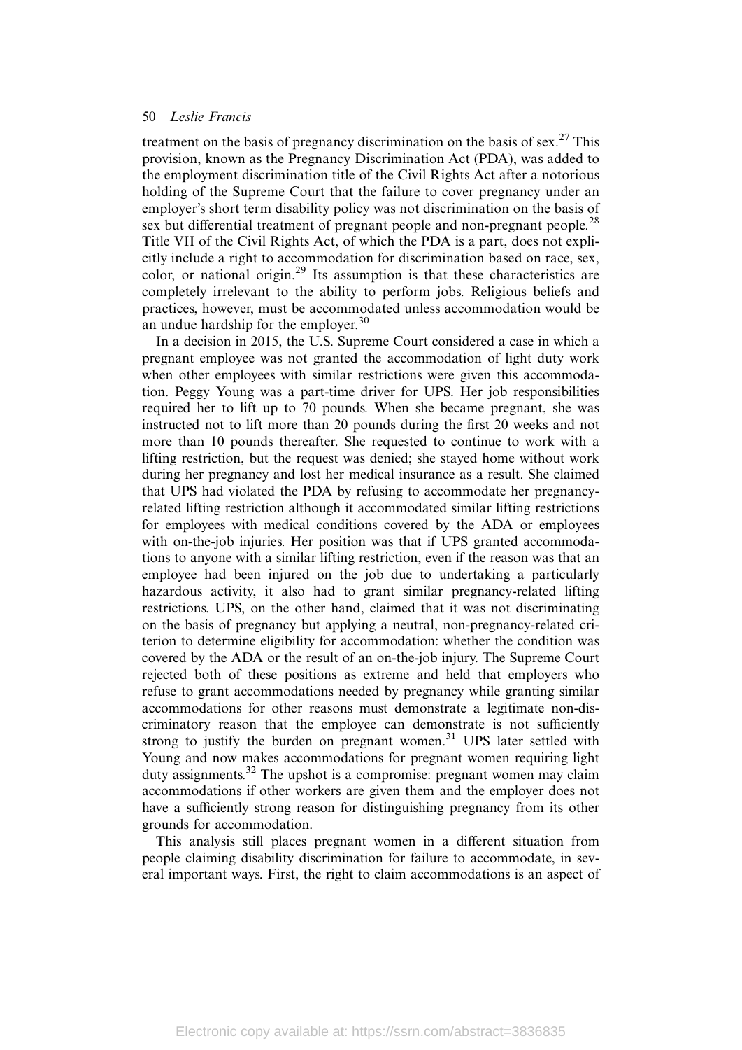treatment on the basis of pregnancy discrimination on the basis of sex.[27] This provision, known as the Pregnancy Discrimination Act (PDA), was added to the employment discrimination title of the Civil Rights Act after a notorious holding of the Supreme Court that the failure to cover pregnancy under an employer's short term disability policy was not discrimination on the basis of sex but differential treatment of pregnant people and non-pregnant people.[28] Title VII of the Civil Rights Act, of which the PDA is a part, does not explicitly include a right to accommodation for discrimination based on race, sex, color, or national origin.[29] Its assumption is that these characteristics are completely irrelevant to the ability to perform jobs. Religious beliefs and practices, however, must be accommodated unless accommodation would be an undue hardship for the employer.[30]

In a decision in 2015, the U.S. Supreme Court considered a case in which a pregnant employee was not granted the accommodation of light duty work when other employees with similar restrictions were given this accommodation. Peggy Young was a part-time driver for UPS. Her job responsibilities required her to lift up to 70 pounds. When she became pregnant, she was instructed not to lift more than 20 pounds during the first 20 weeks and not more than 10 pounds thereafter. She requested to continue to work with a lifting restriction, but the request was denied; she stayed home without work during her pregnancy and lost her medical insurance as a result. She claimed that UPS had violated the PDA by refusing to accommodate her pregnancy-related lifting restriction although it accommodated similar lifting restrictions for employees with medical conditions covered by the ADA or employees with on-the-job injuries. Her position was that if UPS granted accommodations to anyone with a similar lifting restriction, even if the reason was that an employee had been injured on the job due to undertaking a particularly hazardous activity, it also had to grant similar pregnancy-related lifting restrictions. UPS, on the other hand, claimed that it was not discriminating on the basis of pregnancy but applying a neutral, non-pregnancy-related criterion to determine eligibility for accommodation: whether the condition was covered by the ADA or the result of an on-the-job injury. The Supreme Court rejected both of these positions as extreme and held that employers who refuse to grant accommodations needed by pregnancy while granting similar accommodations for other reasons must demonstrate a legitimate non-discriminatory reason that the employee can demonstrate is not sufficiently strong to justify the burden on pregnant women.[31] UPS later settled with Young and now makes accommodations for pregnant women requiring light duty assignments.[32] The upshot is a compromise: pregnant women may claim accommodations if other workers are given them and the employer does not have a sufficiently strong reason for distinguishing pregnancy from its other grounds for accommodation.

This analysis still places pregnant women in a different situation from people claiming disability discrimination for failure to accommodate, in several important ways. First, the right to claim accommodations is an aspect of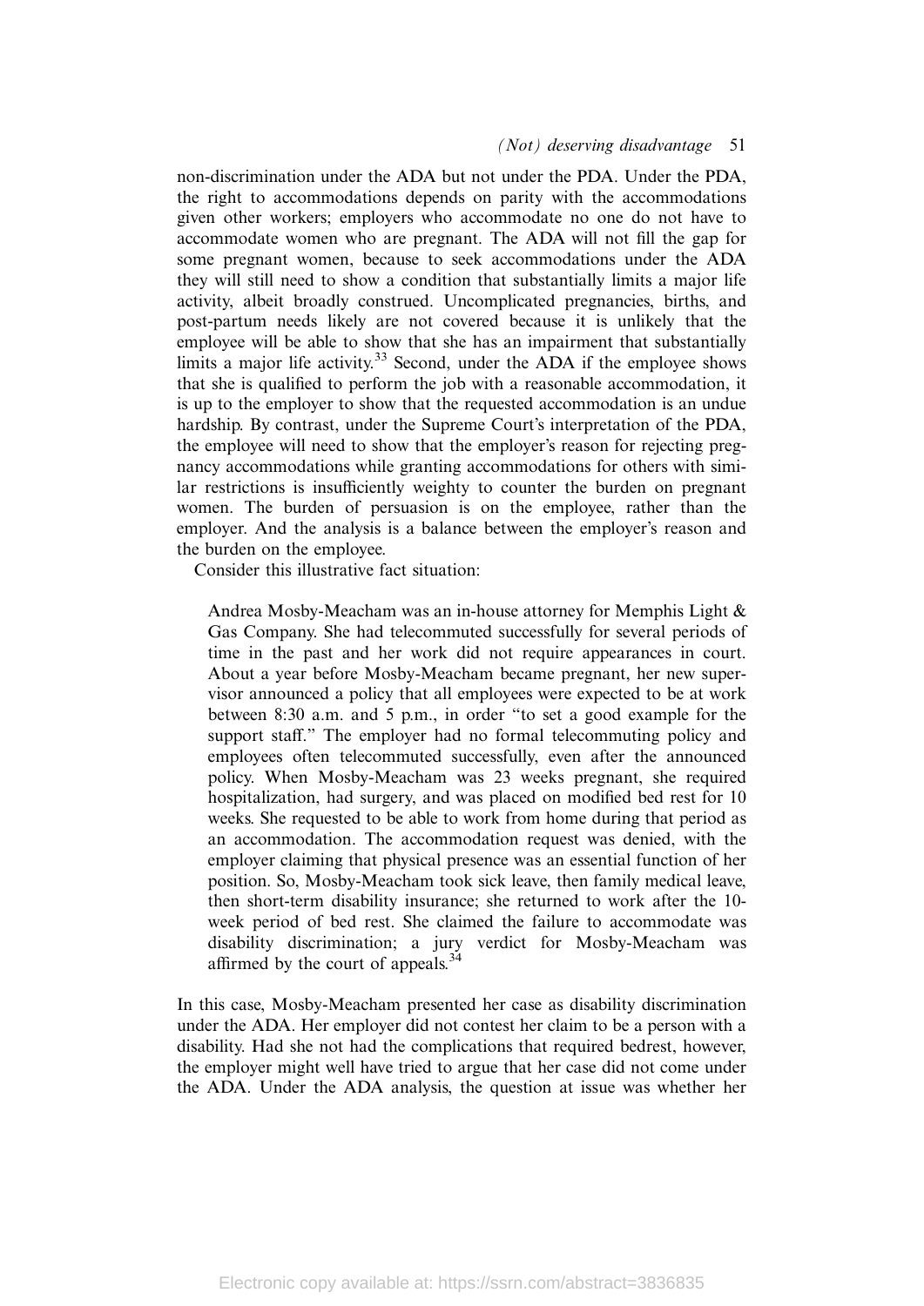non-discrimination under the ADA but not under the PDA. Under the PDA, the right to accommodations depends on parity with the accommodations given other workers; employers who accommodate no one do not have to accommodate women who are pregnant. The ADA will not fill the gap for some pregnant women, because to seek accommodations under the ADA they will still need to show a condition that substantially limits a major life activity, albeit broadly construed. Uncomplicated pregnancies, births, and post-partum needs likely are not covered because it is unlikely that the employee will be able to show that she has an impairment that substantially limits a major life activity.[33] Second, under the ADA if the employee shows that she is qualified to perform the job with a reasonable accommodation, it is up to the employer to show that the requested accommodation is an undue hardship. By contrast, under the Supreme Court's interpretation of the PDA, the employee will need to show that the employer's reason for rejecting pregnancy accommodations while granting accommodations for others with similar restrictions is insufficiently weighty to counter the burden on pregnant women. The burden of persuasion is on the employee, rather than the employer. And the analysis is a balance between the employer's reason and the burden on the employee.

Consider this illustrative fact situation:

> Andrea Mosby-Meacham was an in-house attorney for Memphis Light & Gas Company. She had telecommuted successfully for several periods of time in the past and her work did not require appearances in court. About a year before Mosby-Meacham became pregnant, her new supervisor announced a policy that all employees were expected to be at work between 8:30 a.m. and 5 p.m., in order "to set a good example for the support staff." The employer had no formal telecommuting policy and employees often telecommuted successfully, even after the announced policy. When Mosby-Meacham was 23 weeks pregnant, she required hospitalization, had surgery, and was placed on modified bed rest for 10 weeks. She requested to be able to work from home during that period as an accommodation. The accommodation request was denied, with the employer claiming that physical presence was an essential function of her position. So, Mosby-Meacham took sick leave, then family medical leave, then short-term disability insurance; she returned to work after the 10-week period of bed rest. She claimed the failure to accommodate was disability discrimination; a jury verdict for Mosby-Meacham was affirmed by the court of appeals.[34]

In this case, Mosby-Meacham presented her case as disability discrimination under the ADA. Her employer did not contest her claim to be a person with a disability. Had she not had the complications that required bedrest, however, the employer might well have tried to argue that her case did not come under the ADA. Under the ADA analysis, the question at issue was whether her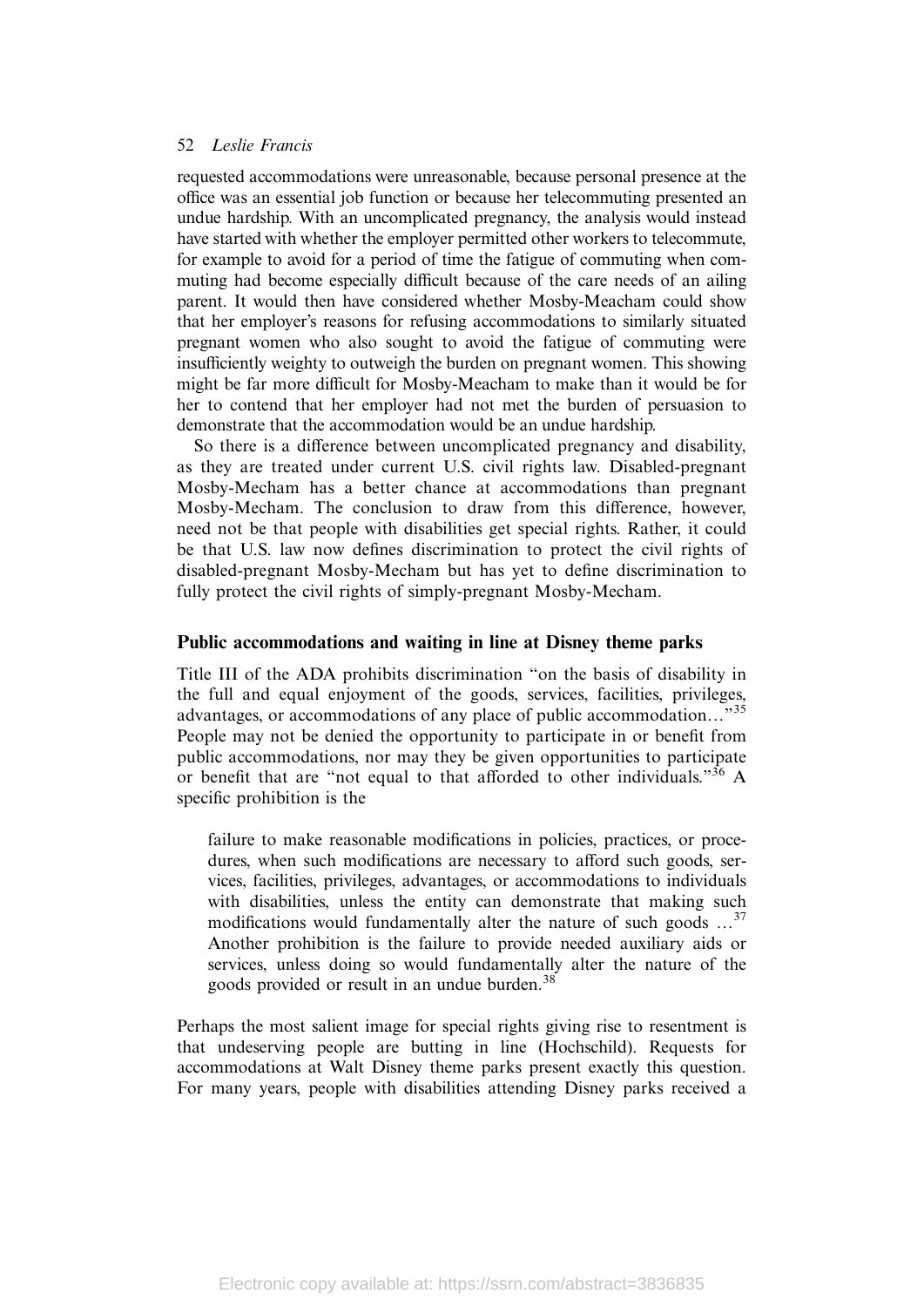requested accommodations were unreasonable, because personal presence at the office was an essential job function or because her telecommuting presented an undue hardship. With an uncomplicated pregnancy, the analysis would instead have started with whether the employer permitted other workers to telecommute, for example to avoid for a period of time the fatigue of commuting when commuting had become especially difficult because of the care needs of an ailing parent. It would then have considered whether Mosby-Meacham could show that her employer's reasons for refusing accommodations to similarly situated pregnant women who also sought to avoid the fatigue of commuting were insufficiently weighty to outweigh the burden on pregnant women. This showing might be far more difficult for Mosby-Meacham to make than it would be for her to contend that her employer had not met the burden of persuasion to demonstrate that the accommodation would be an undue hardship.

So there is a difference between uncomplicated pregnancy and disability, as they are treated under current U.S. civil rights law. Disabled-pregnant Mosby-Mecham has a better chance at accommodations than pregnant Mosby-Mecham. The conclusion to draw from this difference, however, need not be that people with disabilities get special rights. Rather, it could be that U.S. law now defines discrimination to protect the civil rights of disabled-pregnant Mosby-Mecham but has yet to define discrimination to fully protect the civil rights of simply-pregnant Mosby-Mecham.

### Public accommodations and waiting in line at Disney theme parks

Title III of the ADA prohibits discrimination "on the basis of disability in the full and equal enjoyment of the goods, services, facilities, privileges, advantages, or accommodations of any place of public accommodation..."[35] People may not be denied the opportunity to participate in or benefit from public accommodations, nor may they be given opportunities to participate or benefit that are "not equal to that afforded to other individuals."[36] A specific prohibition is the

> failure to make reasonable modifications in policies, practices, or procedures, when such modifications are necessary to afford such goods, services, facilities, privileges, advantages, or accommodations to individuals with disabilities, unless the entity can demonstrate that making such modifications would fundamentally alter the nature of such goods ...[37] Another prohibition is the failure to provide needed auxiliary aids or services, unless doing so would fundamentally alter the nature of the goods provided or result in an undue burden.[38]

Perhaps the most salient image for special rights giving rise to resentment is that undeserving people are butting in line (Hochschild). Requests for accommodations at Walt Disney theme parks present exactly this question. For many years, people with disabilities attending Disney parks received a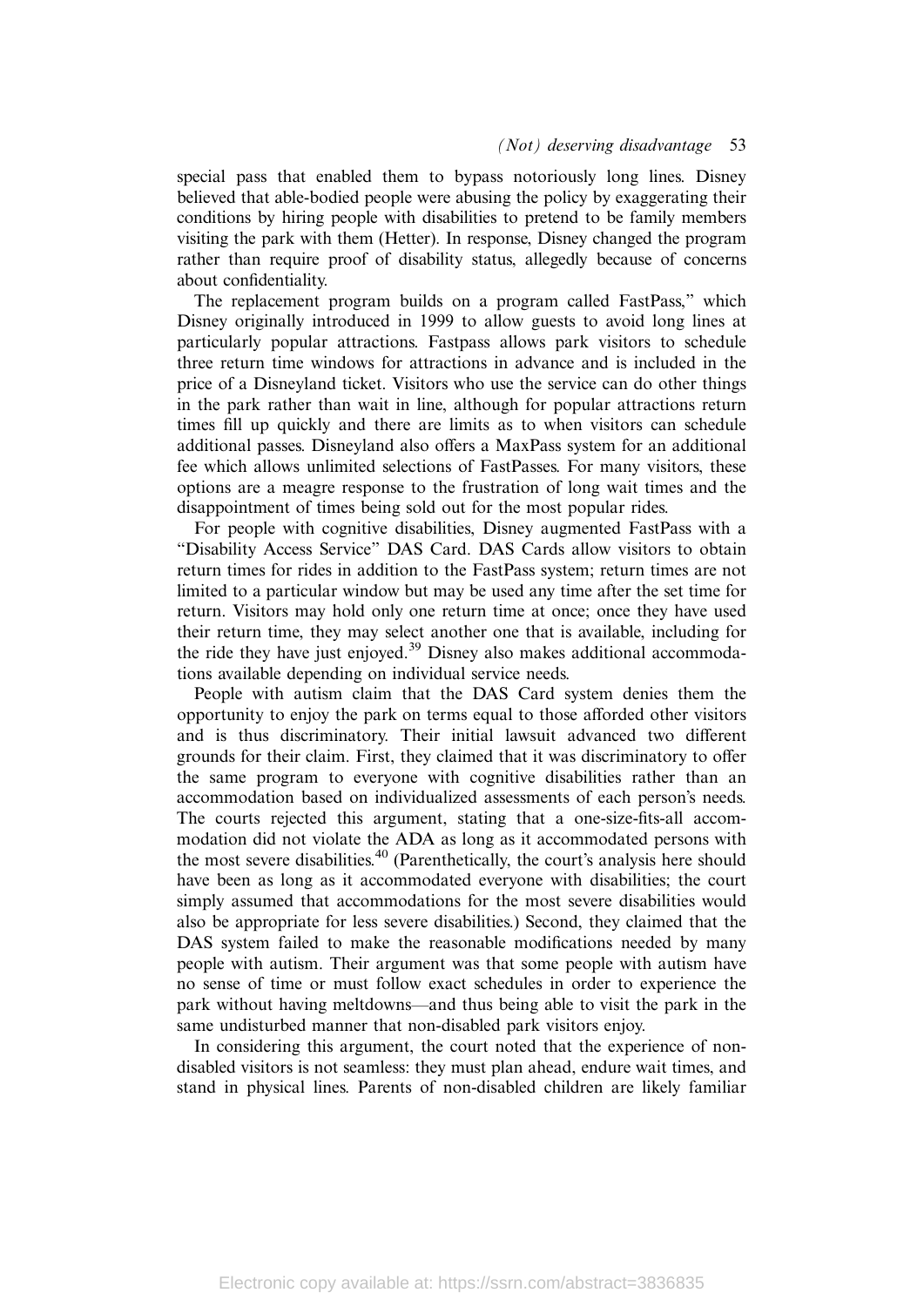special pass that enabled them to bypass notoriously long lines. Disney believed that able-bodied people were abusing the policy by exaggerating their conditions by hiring people with disabilities to pretend to be family members visiting the park with them (Hetter). In response, Disney changed the program rather than require proof of disability status, allegedly because of concerns about confidentiality.

The replacement program builds on a program called FastPass," which Disney originally introduced in 1999 to allow guests to avoid long lines at particularly popular attractions. Fastpass allows park visitors to schedule three return time windows for attractions in advance and is included in the price of a Disneyland ticket. Visitors who use the service can do other things in the park rather than wait in line, although for popular attractions return times fill up quickly and there are limits as to when visitors can schedule additional passes. Disneyland also offers a MaxPass system for an additional fee which allows unlimited selections of FastPasses. For many visitors, these options are a meagre response to the frustration of long wait times and the disappointment of times being sold out for the most popular rides.

For people with cognitive disabilities, Disney augmented FastPass with a "Disability Access Service" DAS Card. DAS Cards allow visitors to obtain return times for rides in addition to the FastPass system; return times are not limited to a particular window but may be used any time after the set time for return. Visitors may hold only one return time at once; once they have used their return time, they may select another one that is available, including for the ride they have just enjoyed.[39] Disney also makes additional accommodations available depending on individual service needs.

People with autism claim that the DAS Card system denies them the opportunity to enjoy the park on terms equal to those afforded other visitors and is thus discriminatory. Their initial lawsuit advanced two different grounds for their claim. First, they claimed that it was discriminatory to offer the same program to everyone with cognitive disabilities rather than an accommodation based on individualized assessments of each person's needs. The courts rejected this argument, stating that a one-size-fits-all accommodation did not violate the ADA as long as it accommodated persons with the most severe disabilities.[40] (Parenthetically, the court's analysis here should have been as long as it accommodated everyone with disabilities; the court simply assumed that accommodations for the most severe disabilities would also be appropriate for less severe disabilities.) Second, they claimed that the DAS system failed to make the reasonable modifications needed by many people with autism. Their argument was that some people with autism have no sense of time or must follow exact schedules in order to experience the park without having meltdowns—and thus being able to visit the park in the same undisturbed manner that non-disabled park visitors enjoy.

In considering this argument, the court noted that the experience of non-disabled visitors is not seamless: they must plan ahead, endure wait times, and stand in physical lines. Parents of non-disabled children are likely familiar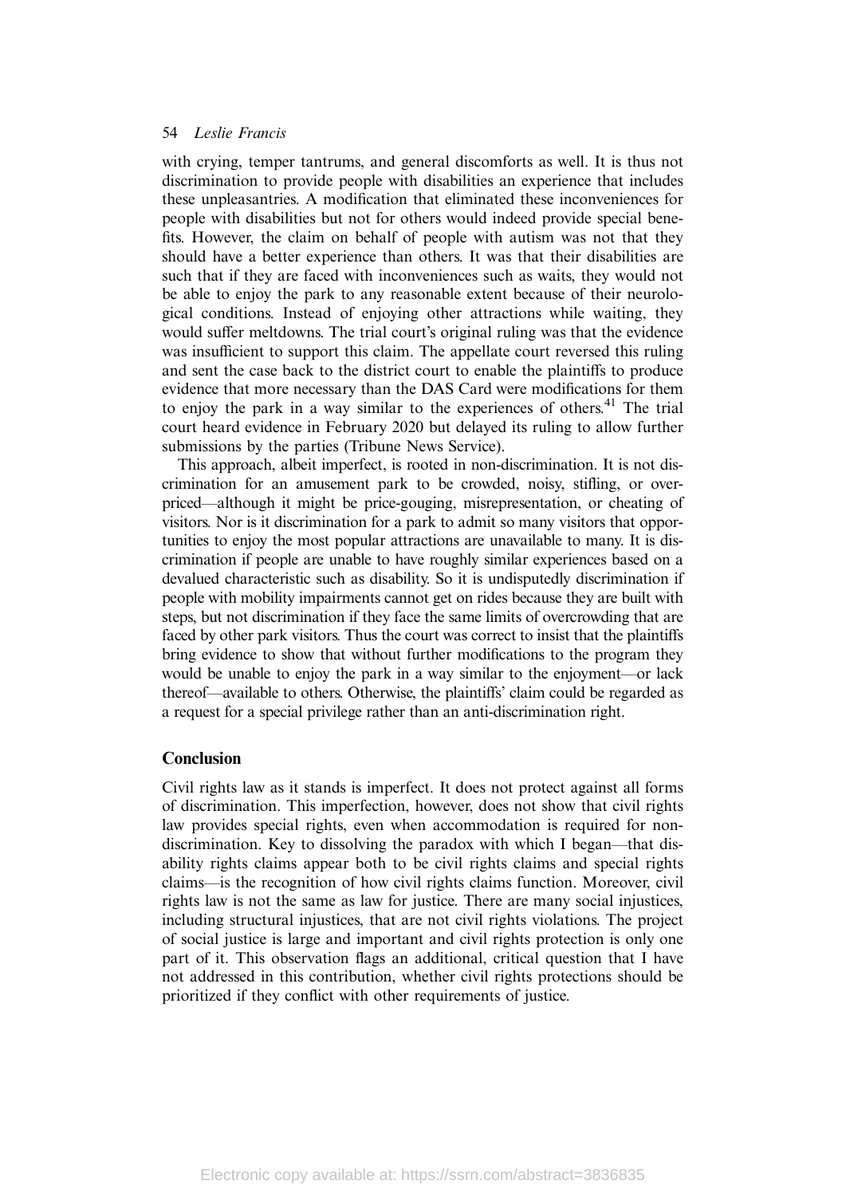with crying, temper tantrums, and general discomforts as well. It is thus not discrimination to provide people with disabilities an experience that includes these unpleasantries. A modification that eliminated these inconveniences for people with disabilities but not for others would indeed provide special benefits. However, the claim on behalf of people with autism was not that they should have a better experience than others. It was that their disabilities are such that if they are faced with inconveniences such as waits, they would not be able to enjoy the park to any reasonable extent because of their neurological conditions. Instead of enjoying other attractions while waiting, they would suffer meltdowns. The trial court's original ruling was that the evidence was insufficient to support this claim. The appellate court reversed this ruling and sent the case back to the district court to enable the plaintiffs to produce evidence that more necessary than the DAS Card were modifications for them to enjoy the park in a way similar to the experiences of others.[41] The trial court heard evidence in February 2020 but delayed its ruling to allow further submissions by the parties (Tribune News Service).

This approach, albeit imperfect, is rooted in non-discrimination. It is not discrimination for an amusement park to be crowded, noisy, stifling, or overpriced—although it might be price-gouging, misrepresentation, or cheating of visitors. Nor is it discrimination for a park to admit so many visitors that opportunities to enjoy the most popular attractions are unavailable to many. It is discrimination if people are unable to have roughly similar experiences based on a devalued characteristic such as disability. So it is undisputedly discrimination if people with mobility impairments cannot get on rides because they are built with steps, but not discrimination if they face the same limits of overcrowding that are faced by other park visitors. Thus the court was correct to insist that the plaintiffs bring evidence to show that without further modifications to the program they would be unable to enjoy the park in a way similar to the enjoyment—or lack thereof—available to others. Otherwise, the plaintiffs' claim could be regarded as a request for a special privilege rather than an anti-discrimination right.

## Conclusion

Civil rights law as it stands is imperfect. It does not protect against all forms of discrimination. This imperfection, however, does not show that civil rights law provides special rights, even when accommodation is required for non-discrimination. Key to dissolving the paradox with which I began—that disability rights claims appear both to be civil rights claims and special rights claims—is the recognition of how civil rights claims function. Moreover, civil rights law is not the same as law for justice. There are many social injustices, including structural injustices, that are not civil rights violations. The project of social justice is large and important and civil rights protection is only one part of it. This observation flags an additional, critical question that I have not addressed in this contribution, whether civil rights protections should be prioritized if they conflict with other requirements of justice.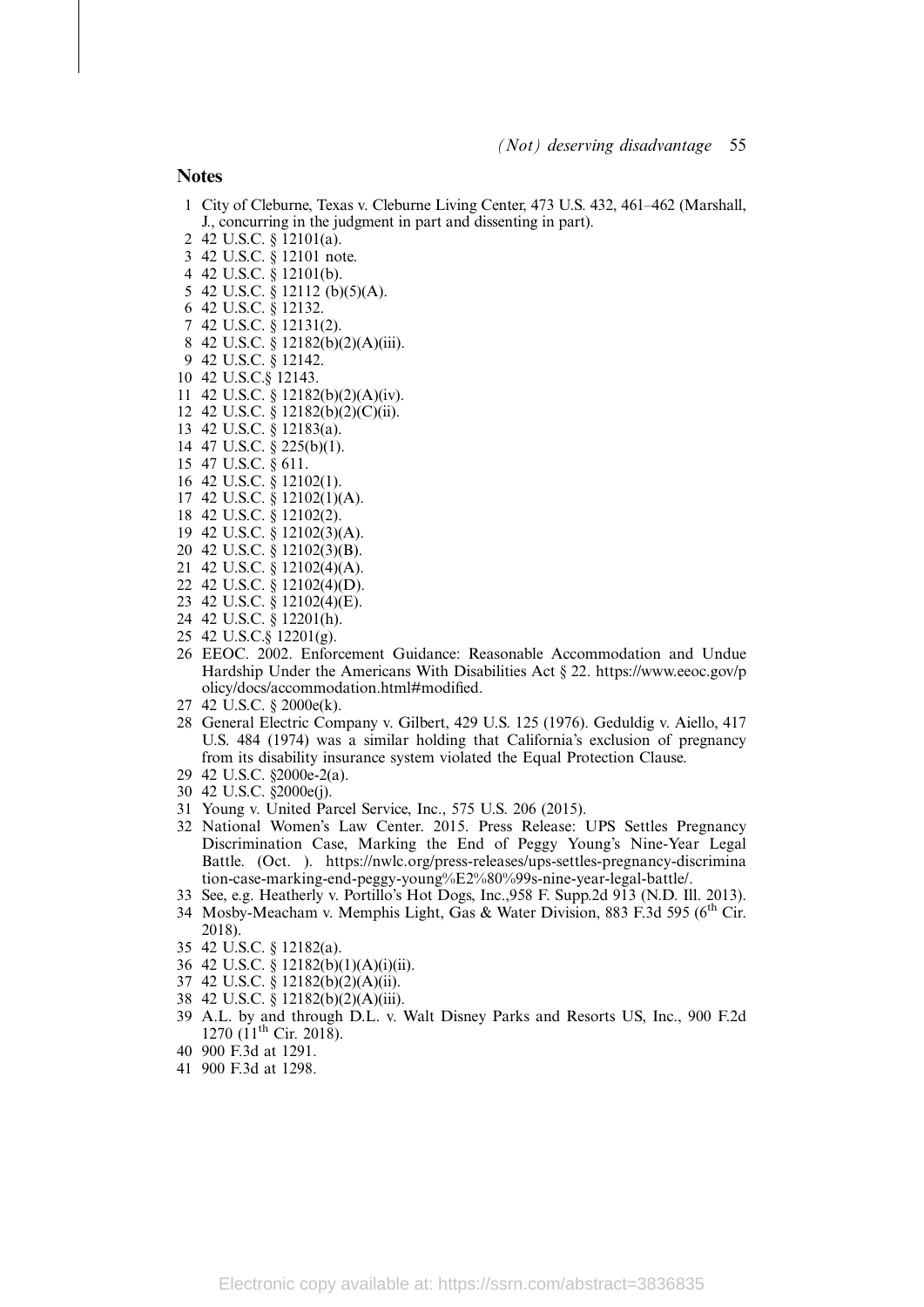## Notes

1. City of Cleburne, Texas v. Cleburne Living Center, 473 U.S. 432, 461–462 (Marshall, J., concurring in the judgment in part and dissenting in part).
2. 42 U.S.C. § 12101(a).
3. 42 U.S.C. § 12101 note.
4. 42 U.S.C. § 12101(b).
5. 42 U.S.C. § 12112 (b)(5)(A).
6. 42 U.S.C. § 12132.
7. 42 U.S.C. § 12131(2).
8. 42 U.S.C. § 12182(b)(2)(A)(iii).
9. 42 U.S.C. § 12142.
10. 42 U.S.C.§ 12143.
11. 42 U.S.C. § 12182(b)(2)(A)(iv).
12. 42 U.S.C. § 12182(b)(2)(C)(ii).
13. 42 U.S.C. § 12183(a).
14. 47 U.S.C. § 225(b)(1).
15. 47 U.S.C. § 611.
16. 42 U.S.C. § 12102(1).
17. 42 U.S.C. § 12102(1)(A).
18. 42 U.S.C. § 12102(2).
19. 42 U.S.C. § 12102(3)(A).
20. 42 U.S.C. § 12102(3)(B).
21. 42 U.S.C. § 12102(4)(A).
22. 42 U.S.C. § 12102(4)(D).
23. 42 U.S.C. § 12102(4)(E).
24. 42 U.S.C. § 12201(h).
25. 42 U.S.C.§ 12201(g).
26. EEOC. 2002. Enforcement Guidance: Reasonable Accommodation and Undue Hardship Under the Americans With Disabilities Act § 22. https://www.eeoc.gov/policy/docs/accommodation.html#modified.
27. 42 U.S.C. § 2000e(k).
28. General Electric Company v. Gilbert, 429 U.S. 125 (1976). Geduldig v. Aiello, 417 U.S. 484 (1974) was a similar holding that California's exclusion of pregnancy from its disability insurance system violated the Equal Protection Clause.
29. 42 U.S.C. §2000e-2(a).
30. 42 U.S.C. §2000e(j).
31. Young v. United Parcel Service, Inc., 575 U.S. 206 (2015).
32. National Women's Law Center. 2015. Press Release: UPS Settles Pregnancy Discrimination Case, Marking the End of Peggy Young's Nine-Year Legal Battle. (Oct. ). https://nwlc.org/press-releases/ups-settles-pregnancy-discrimination-case-marking-end-peggy-young%E2%80%99s-nine-year-legal-battle/.
33. See, e.g. Heatherly v. Portillo's Hot Dogs, Inc.,958 F. Supp.2d 913 (N.D. Ill. 2013).
34. Mosby-Meacham v. Memphis Light, Gas & Water Division, 883 F.3d 595 (6th Cir. 2018).
35. 42 U.S.C. § 12182(a).
36. 42 U.S.C. § 12182(b)(1)(A)(i)(ii).
37. 42 U.S.C. § 12182(b)(2)(A)(ii).
38. 42 U.S.C. § 12182(b)(2)(A)(iii).
39. A.L. by and through D.L. v. Walt Disney Parks and Resorts US, Inc., 900 F.2d 1270 (11th Cir. 2018).
40. 900 F.3d at 1291.
41. 900 F.3d at 1298.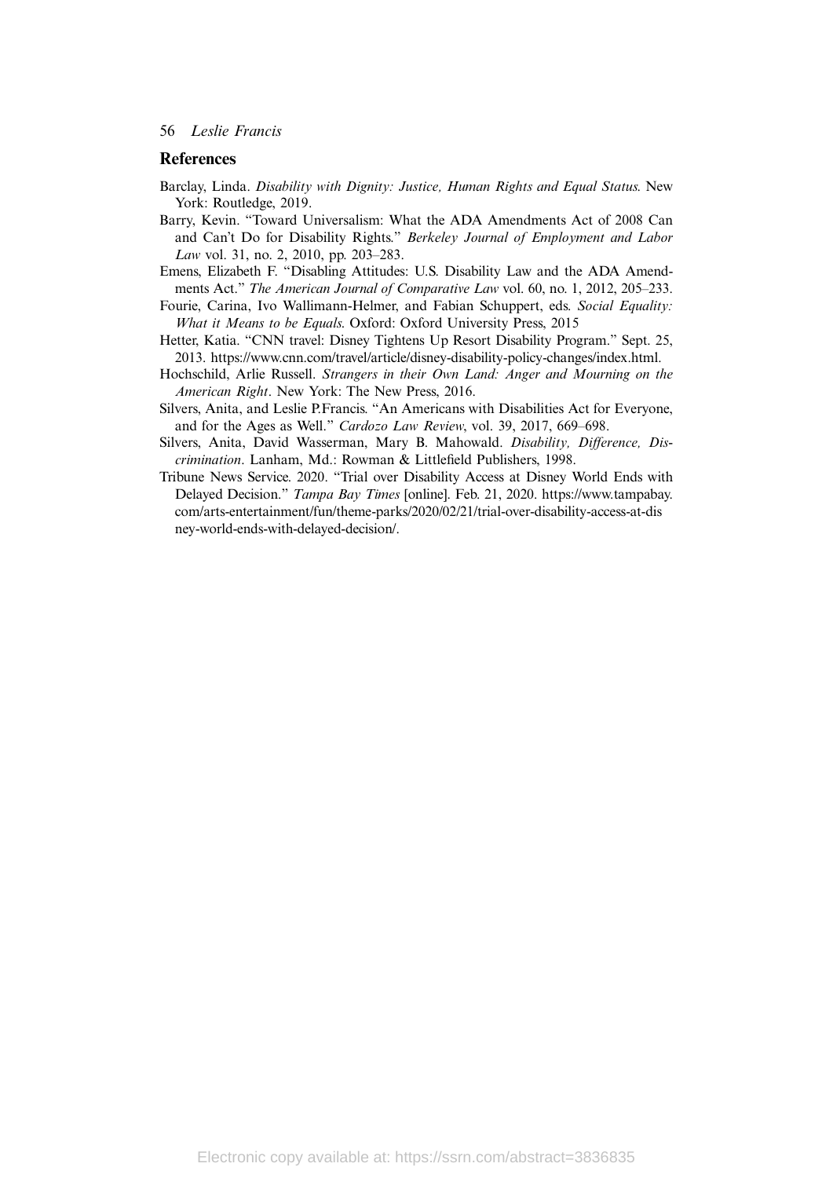## References

Barclay, Linda. *Disability with Dignity: Justice, Human Rights and Equal Status*. New York: Routledge, 2019.

Barry, Kevin. "Toward Universalism: What the ADA Amendments Act of 2008 Can and Can't Do for Disability Rights." *Berkeley Journal of Employment and Labor Law* vol. 31, no. 2, 2010, pp. 203–283.

Emens, Elizabeth F. "Disabling Attitudes: U.S. Disability Law and the ADA Amendments Act." *The American Journal of Comparative Law* vol. 60, no. 1, 2012, 205–233.

Fourie, Carina, Ivo Wallimann-Helmer, and Fabian Schuppert, eds. *Social Equality: What it Means to be Equals*. Oxford: Oxford University Press, 2015

Hetter, Katia. "CNN travel: Disney Tightens Up Resort Disability Program." Sept. 25, 2013. https://www.cnn.com/travel/article/disney-disability-policy-changes/index.html.

Hochschild, Arlie Russell. *Strangers in their Own Land: Anger and Mourning on the American Right*. New York: The New Press, 2016.

Silvers, Anita, and Leslie P.Francis. "An Americans with Disabilities Act for Everyone, and for the Ages as Well." *Cardozo Law Review*, vol. 39, 2017, 669–698.

Silvers, Anita, David Wasserman, Mary B. Mahowald. *Disability, Difference, Discrimination*. Lanham, Md.: Rowman & Littlefield Publishers, 1998.

Tribune News Service. 2020. "Trial over Disability Access at Disney World Ends with Delayed Decision." *Tampa Bay Times* [online]. Feb. 21, 2020. https://www.tampabay.com/arts-entertainment/fun/theme-parks/2020/02/21/trial-over-disability-access-at-disney-world-ends-with-delayed-decision/.